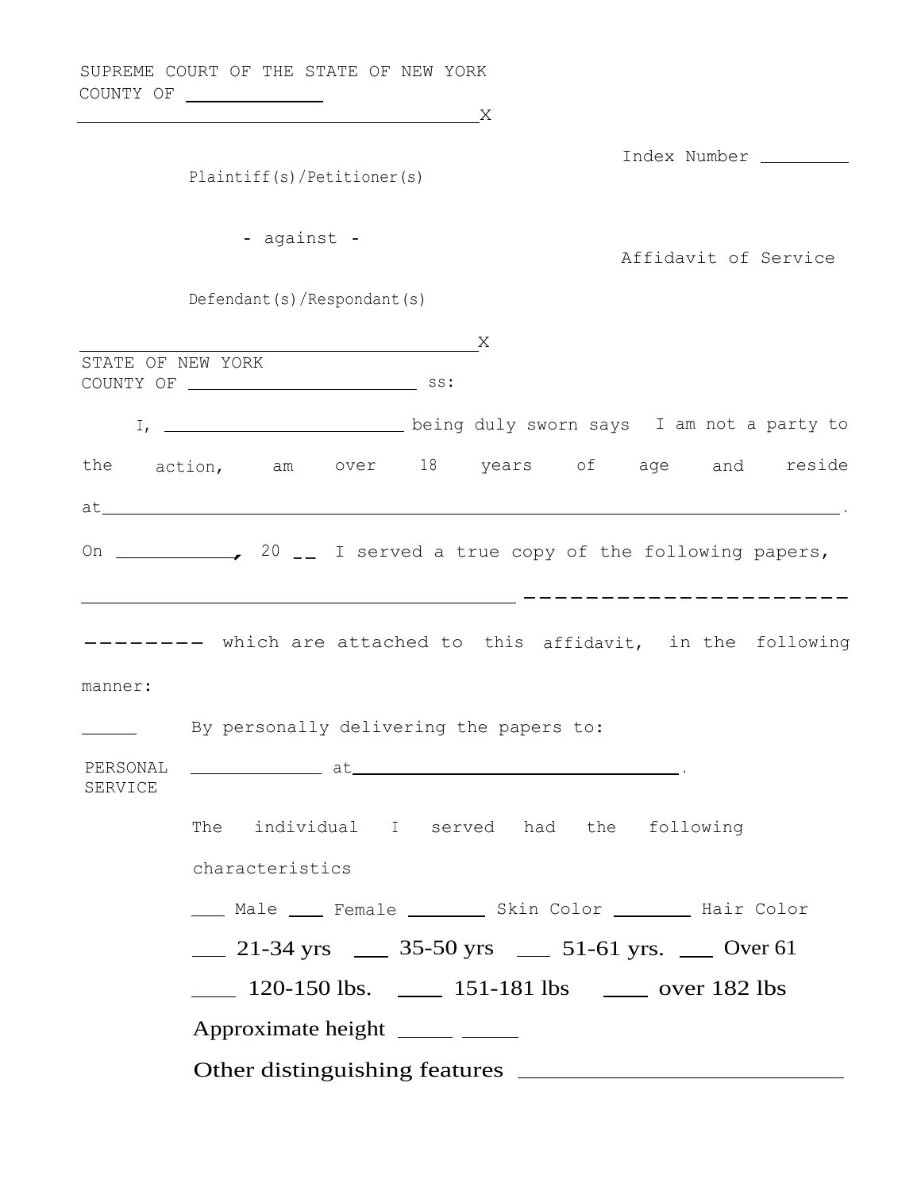SUPREME COURT OF THE STATE OF NEW YORK
COUNTY OF ____________

______________________________________X

Plaintiff(s)/Petitioner(s)

Index Number ________

- against -

Affidavit of Service

Defendant(s)/Respondant(s)

______________________________________X

STATE OF NEW YORK
COUNTY OF ______________________ ss:

I, ______________________ being duly sworn says I am not a party to the action, am over 18 years of age and reside at__________________________________________________________________.

On ___________, 20 __ I served a true copy of the following papers, ________________________________________ ----------------------------------------------- which are attached to this affidavit, in the following manner:

_____ PERSONAL SERVICE

By personally delivering the papers to:

____________ at________________________________.

The individual I served had the following characteristics

___ Male ___ Female _______ Skin Color _______ Hair Color

___ 21-34 yrs ___ 35-50 yrs ___ 51-61 yrs. ___ Over 61

____ 120-150 lbs. ____ 151-181 lbs ____ over 182 lbs

Approximate height _____ _____

Other distinguishing features ____________________________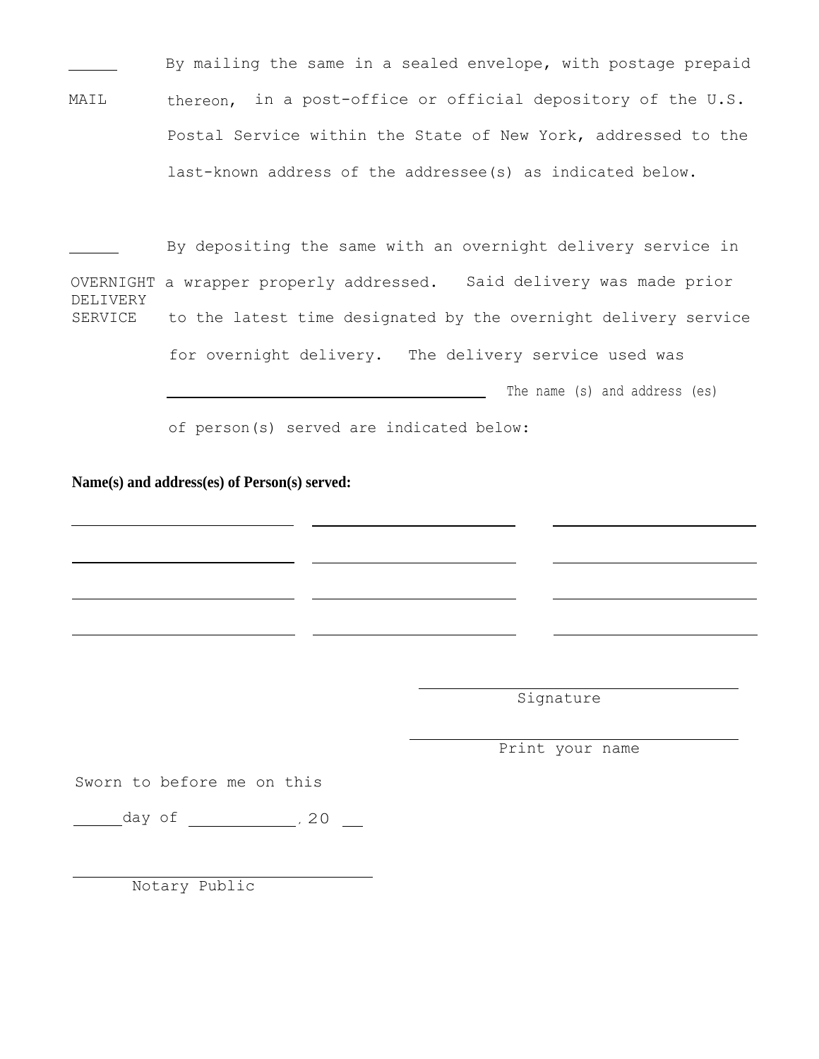_____ MAIL — By mailing the same in a sealed envelope, with postage prepaid thereon, in a post-office or official depository of the U.S. Postal Service within the State of New York, addressed to the last-known address of the addressee(s) as indicated below.

_____ OVERNIGHT DELIVERY SERVICE — By depositing the same with an overnight delivery service in a wrapper properly addressed. Said delivery was made prior to the latest time designated by the overnight delivery service for overnight delivery. The delivery service used was ______________________________ The name (s) and address (es) of person(s) served are indicated below:

**Name(s) and address(es) of Person(s) served:**

| | | |
|---|---|---|
| ____________________ | ____________________ | ____________________ |
| ____________________ | ____________________ | ____________________ |
| ____________________ | ____________________ | ____________________ |
| ____________________ | ____________________ | ____________________ |

______________________________
Signature

______________________________
Print your name

Sworn to before me on this

_____day of __________, 20 __

______________________________
Notary Public